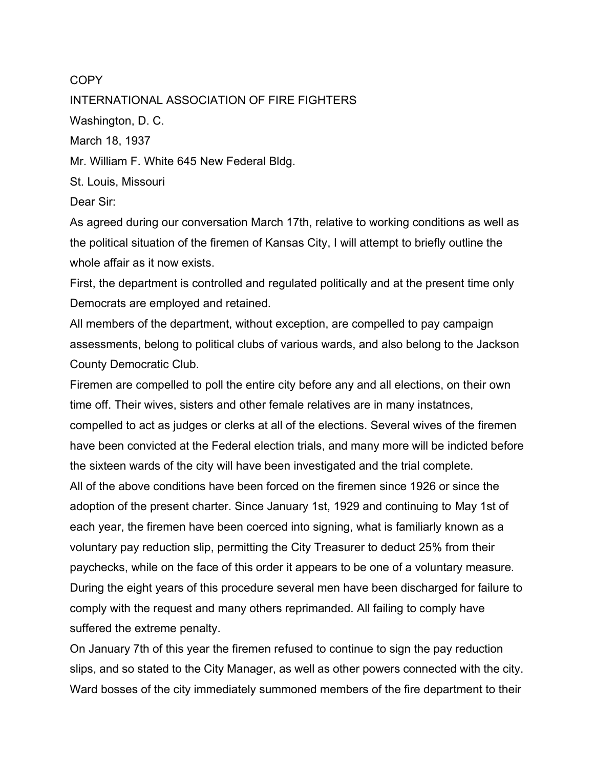COPY

INTERNATIONAL ASSOCIATION OF FIRE FIGHTERS

Washington, D. C.

March 18, 1937

Mr. William F. White 645 New Federal Bldg.

St. Louis, Missouri

Dear Sir:

As agreed during our conversation March 17th, relative to working conditions as well as the political situation of the firemen of Kansas City, I will attempt to briefly outline the whole affair as it now exists.

First, the department is controlled and regulated politically and at the present time only Democrats are employed and retained.

All members of the department, without exception, are compelled to pay campaign assessments, belong to political clubs of various wards, and also belong to the Jackson County Democratic Club.

Firemen are compelled to poll the entire city before any and all elections, on their own time off. Their wives, sisters and other female relatives are in many instatnces, compelled to act as judges or clerks at all of the elections. Several wives of the firemen have been convicted at the Federal election trials, and many more will be indicted before the sixteen wards of the city will have been investigated and the trial complete.

All of the above conditions have been forced on the firemen since 1926 or since the adoption of the present charter. Since January 1st, 1929 and continuing to May 1st of each year, the firemen have been coerced into signing, what is familiarly known as a voluntary pay reduction slip, permitting the City Treasurer to deduct 25% from their paychecks, while on the face of this order it appears to be one of a voluntary measure. During the eight years of this procedure several men have been discharged for failure to comply with the request and many others reprimanded. All failing to comply have suffered the extreme penalty.

On January 7th of this year the firemen refused to continue to sign the pay reduction slips, and so stated to the City Manager, as well as other powers connected with the city. Ward bosses of the city immediately summoned members of the fire department to their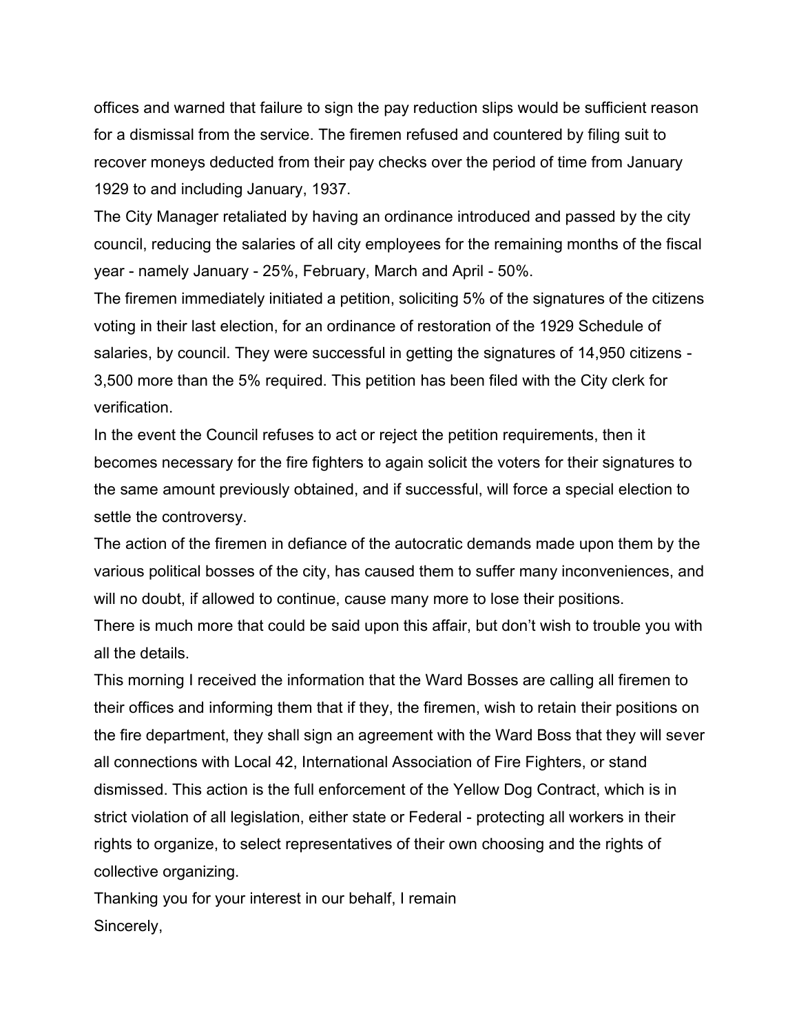offices and warned that failure to sign the pay reduction slips would be sufficient reason for a dismissal from the service. The firemen refused and countered by filing suit to recover moneys deducted from their pay checks over the period of time from January 1929 to and including January, 1937.

The City Manager retaliated by having an ordinance introduced and passed by the city council, reducing the salaries of all city employees for the remaining months of the fiscal year - namely January - 25%, February, March and April - 50%.

The firemen immediately initiated a petition, soliciting 5% of the signatures of the citizens voting in their last election, for an ordinance of restoration of the 1929 Schedule of salaries, by council. They were successful in getting the signatures of 14,950 citizens - 3,500 more than the 5% required. This petition has been filed with the City clerk for verification.

In the event the Council refuses to act or reject the petition requirements, then it becomes necessary for the fire fighters to again solicit the voters for their signatures to the same amount previously obtained, and if successful, will force a special election to settle the controversy.

The action of the firemen in defiance of the autocratic demands made upon them by the various political bosses of the city, has caused them to suffer many inconveniences, and will no doubt, if allowed to continue, cause many more to lose their positions.

There is much more that could be said upon this affair, but don't wish to trouble you with all the details.

This morning I received the information that the Ward Bosses are calling all firemen to their offices and informing them that if they, the firemen, wish to retain their positions on the fire department, they shall sign an agreement with the Ward Boss that they will sever all connections with Local 42, International Association of Fire Fighters, or stand dismissed. This action is the full enforcement of the Yellow Dog Contract, which is in strict violation of all legislation, either state or Federal - protecting all workers in their rights to organize, to select representatives of their own choosing and the rights of collective organizing.

Thanking you for your interest in our behalf, I remain

Sincerely,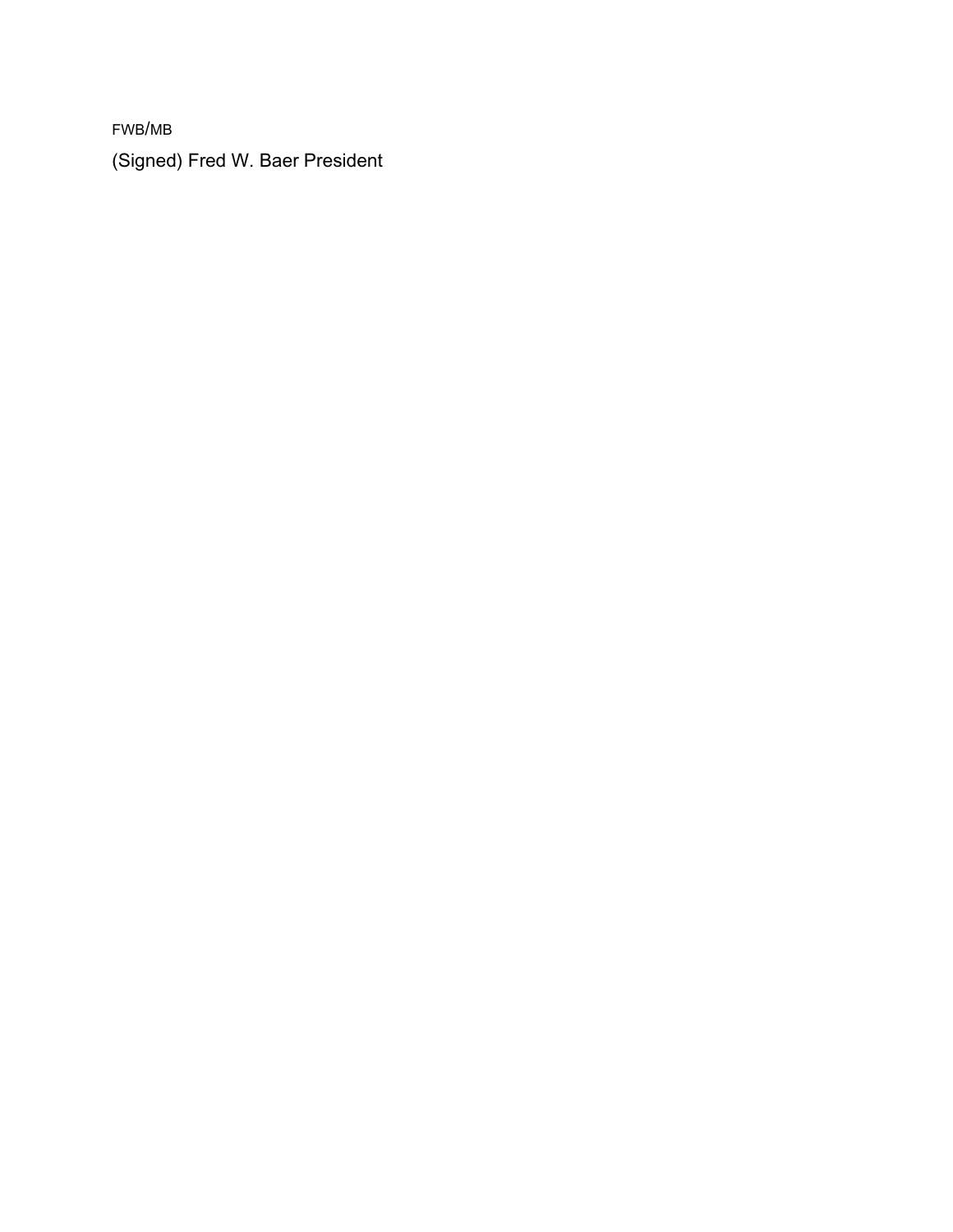FWB/MB

(Signed) Fred W. Baer President